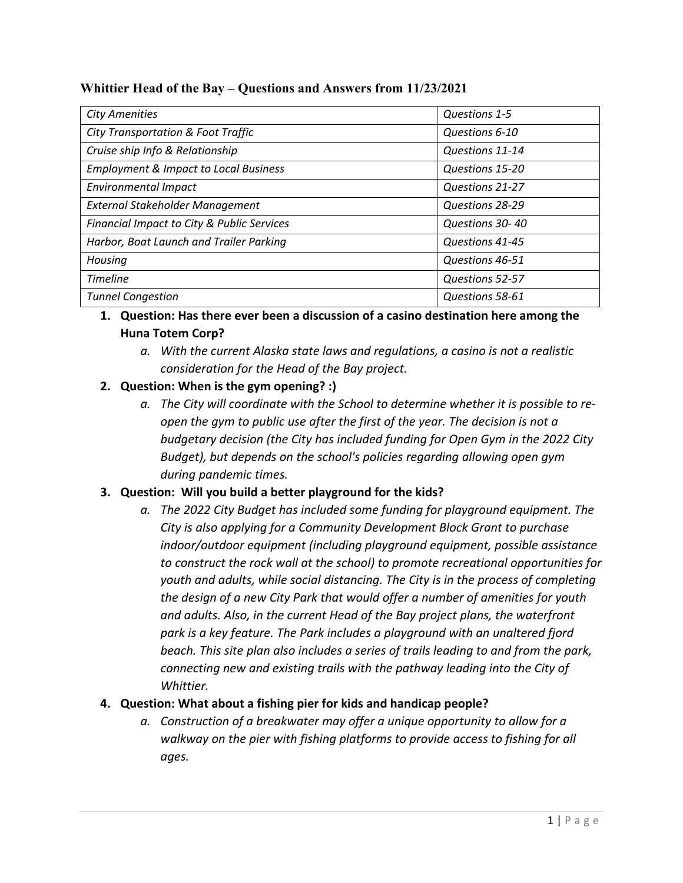## Whittier Head of the Bay – Questions and Answers from 11/23/2021

| | |
|---|---|
| *City Amenities* | *Questions 1-5* |
| *City Transportation & Foot Traffic* | *Questions 6-10* |
| *Cruise ship Info & Relationship* | *Questions 11-14* |
| *Employment & Impact to Local Business* | *Questions 15-20* |
| *Environmental Impact* | *Questions 21-27* |
| *External Stakeholder Management* | *Questions 28-29* |
| *Financial Impact to City & Public Services* | *Questions 30- 40* |
| *Harbor, Boat Launch and Trailer Parking* | *Questions 41-45* |
| *Housing* | *Questions 46-51* |
| *Timeline* | *Questions 52-57* |
| *Tunnel Congestion* | *Questions 58-61* |

1. **Question: Has there ever been a discussion of a casino destination here among the Huna Totem Corp?**
   a. *With the current Alaska state laws and regulations, a casino is not a realistic consideration for the Head of the Bay project.*
2. **Question: When is the gym opening? :)**
   a. *The City will coordinate with the School to determine whether it is possible to re-open the gym to public use after the first of the year. The decision is not a budgetary decision (the City has included funding for Open Gym in the 2022 City Budget), but depends on the school's policies regarding allowing open gym during pandemic times.*
3. **Question: Will you build a better playground for the kids?**
   a. *The 2022 City Budget has included some funding for playground equipment. The City is also applying for a Community Development Block Grant to purchase indoor/outdoor equipment (including playground equipment, possible assistance to construct the rock wall at the school) to promote recreational opportunities for youth and adults, while social distancing. The City is in the process of completing the design of a new City Park that would offer a number of amenities for youth and adults. Also, in the current Head of the Bay project plans, the waterfront park is a key feature. The Park includes a playground with an unaltered fjord beach. This site plan also includes a series of trails leading to and from the park, connecting new and existing trails with the pathway leading into the City of Whittier.*
4. **Question: What about a fishing pier for kids and handicap people?**
   a. *Construction of a breakwater may offer a unique opportunity to allow for a walkway on the pier with fishing platforms to provide access to fishing for all ages.*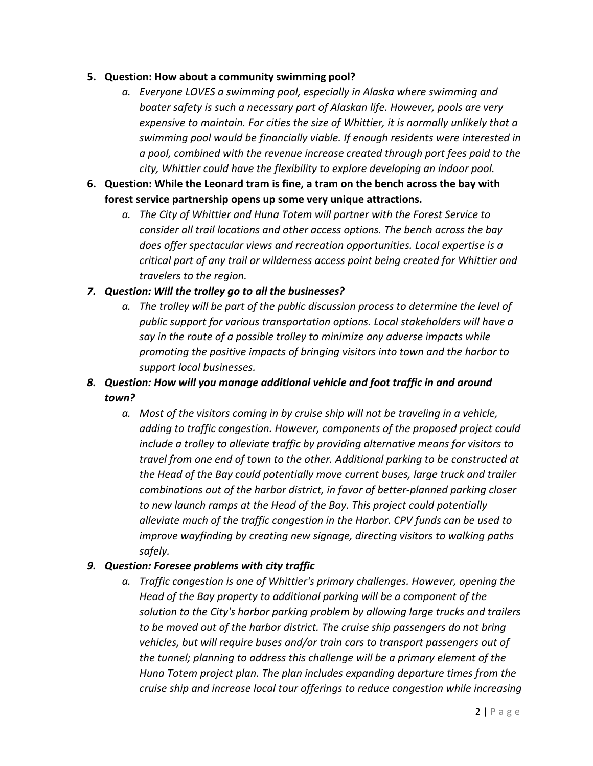5. **Question: How about a community swimming pool?**
    a. *Everyone LOVES a swimming pool, especially in Alaska where swimming and boater safety is such a necessary part of Alaskan life. However, pools are very expensive to maintain. For cities the size of Whittier, it is normally unlikely that a swimming pool would be financially viable. If enough residents were interested in a pool, combined with the revenue increase created through port fees paid to the city, Whittier could have the flexibility to explore developing an indoor pool.*
6. **Question: While the Leonard tram is fine, a tram on the bench across the bay with forest service partnership opens up some very unique attractions.**
    a. *The City of Whittier and Huna Totem will partner with the Forest Service to consider all trail locations and other access options. The bench across the bay does offer spectacular views and recreation opportunities. Local expertise is a critical part of any trail or wilderness access point being created for Whittier and travelers to the region.*
7. ***Question: Will the trolley go to all the businesses?***
    a. *The trolley will be part of the public discussion process to determine the level of public support for various transportation options. Local stakeholders will have a say in the route of a possible trolley to minimize any adverse impacts while promoting the positive impacts of bringing visitors into town and the harbor to support local businesses.*
8. ***Question: How will you manage additional vehicle and foot traffic in and around town?***
    a. *Most of the visitors coming in by cruise ship will not be traveling in a vehicle, adding to traffic congestion. However, components of the proposed project could include a trolley to alleviate traffic by providing alternative means for visitors to travel from one end of town to the other. Additional parking to be constructed at the Head of the Bay could potentially move current buses, large truck and trailer combinations out of the harbor district, in favor of better-planned parking closer to new launch ramps at the Head of the Bay. This project could potentially alleviate much of the traffic congestion in the Harbor. CPV funds can be used to improve wayfinding by creating new signage, directing visitors to walking paths safely.*
9. ***Question: Foresee problems with city traffic***
    a. *Traffic congestion is one of Whittier's primary challenges. However, opening the Head of the Bay property to additional parking will be a component of the solution to the City's harbor parking problem by allowing large trucks and trailers to be moved out of the harbor district. The cruise ship passengers do not bring vehicles, but will require buses and/or train cars to transport passengers out of the tunnel; planning to address this challenge will be a primary element of the Huna Totem project plan. The plan includes expanding departure times from the cruise ship and increase local tour offerings to reduce congestion while increasing*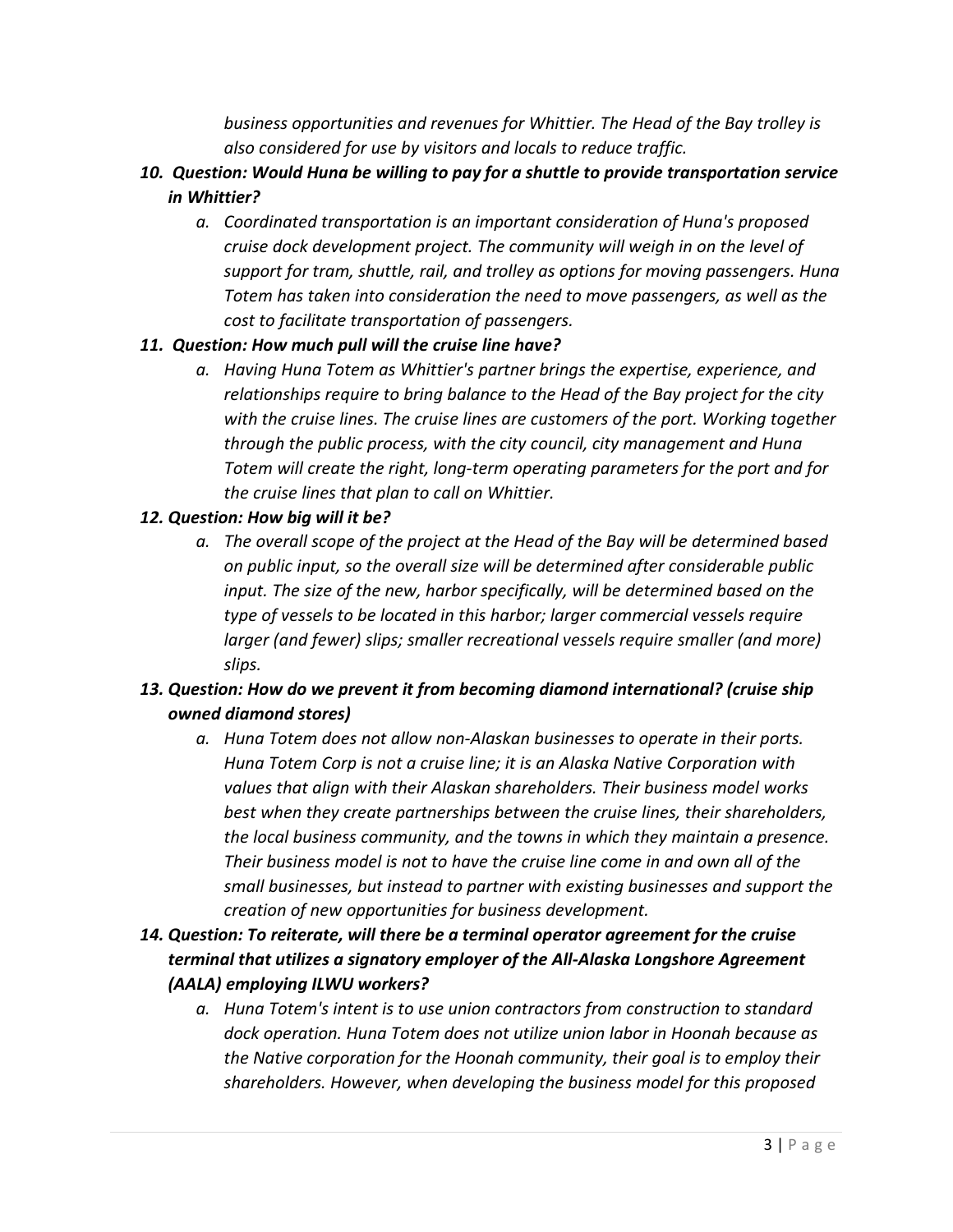*business opportunities and revenues for Whittier. The Head of the Bay trolley is also considered for use by visitors and locals to reduce traffic.*

10. ***Question: Would Huna be willing to pay for a shuttle to provide transportation service in Whittier?***
    a. *Coordinated transportation is an important consideration of Huna's proposed cruise dock development project. The community will weigh in on the level of support for tram, shuttle, rail, and trolley as options for moving passengers. Huna Totem has taken into consideration the need to move passengers, as well as the cost to facilitate transportation of passengers.*

11. ***Question: How much pull will the cruise line have?***
    a. *Having Huna Totem as Whittier's partner brings the expertise, experience, and relationships require to bring balance to the Head of the Bay project for the city with the cruise lines. The cruise lines are customers of the port. Working together through the public process, with the city council, city management and Huna Totem will create the right, long-term operating parameters for the port and for the cruise lines that plan to call on Whittier.*

12. ***Question: How big will it be?***
    a. *The overall scope of the project at the Head of the Bay will be determined based on public input, so the overall size will be determined after considerable public input. The size of the new, harbor specifically, will be determined based on the type of vessels to be located in this harbor; larger commercial vessels require larger (and fewer) slips; smaller recreational vessels require smaller (and more) slips.*

13. ***Question: How do we prevent it from becoming diamond international? (cruise ship owned diamond stores)***
    a. *Huna Totem does not allow non-Alaskan businesses to operate in their ports. Huna Totem Corp is not a cruise line; it is an Alaska Native Corporation with values that align with their Alaskan shareholders. Their business model works best when they create partnerships between the cruise lines, their shareholders, the local business community, and the towns in which they maintain a presence. Their business model is not to have the cruise line come in and own all of the small businesses, but instead to partner with existing businesses and support the creation of new opportunities for business development.*

14. ***Question: To reiterate, will there be a terminal operator agreement for the cruise terminal that utilizes a signatory employer of the All-Alaska Longshore Agreement (AALA) employing ILWU workers?***
    a. *Huna Totem's intent is to use union contractors from construction to standard dock operation. Huna Totem does not utilize union labor in Hoonah because as the Native corporation for the Hoonah community, their goal is to employ their shareholders. However, when developing the business model for this proposed*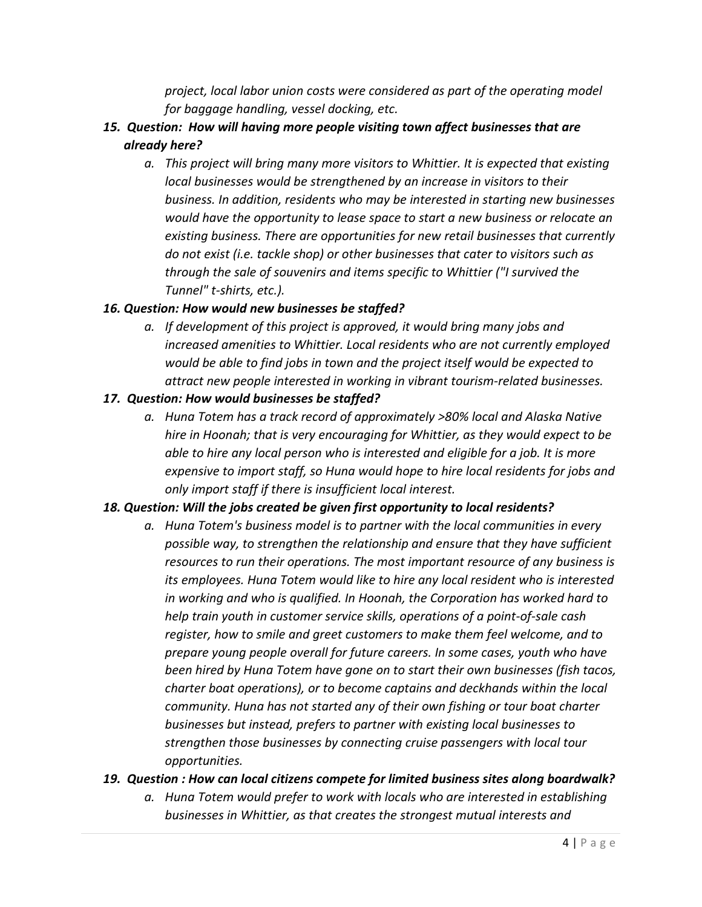*project, local labor union costs were considered as part of the operating model for baggage handling, vessel docking, etc.*

***15. Question: How will having more people visiting town affect businesses that are already here?***

*a. This project will bring many more visitors to Whittier. It is expected that existing local businesses would be strengthened by an increase in visitors to their business. In addition, residents who may be interested in starting new businesses would have the opportunity to lease space to start a new business or relocate an existing business. There are opportunities for new retail businesses that currently do not exist (i.e. tackle shop) or other businesses that cater to visitors such as through the sale of souvenirs and items specific to Whittier ("I survived the Tunnel" t-shirts, etc.).*

***16. Question: How would new businesses be staffed?***

*a. If development of this project is approved, it would bring many jobs and increased amenities to Whittier. Local residents who are not currently employed would be able to find jobs in town and the project itself would be expected to attract new people interested in working in vibrant tourism-related businesses.*

***17. Question: How would businesses be staffed?***

*a. Huna Totem has a track record of approximately >80% local and Alaska Native hire in Hoonah; that is very encouraging for Whittier, as they would expect to be able to hire any local person who is interested and eligible for a job. It is more expensive to import staff, so Huna would hope to hire local residents for jobs and only import staff if there is insufficient local interest.*

***18. Question: Will the jobs created be given first opportunity to local residents?***

*a. Huna Totem's business model is to partner with the local communities in every possible way, to strengthen the relationship and ensure that they have sufficient resources to run their operations. The most important resource of any business is its employees. Huna Totem would like to hire any local resident who is interested in working and who is qualified. In Hoonah, the Corporation has worked hard to help train youth in customer service skills, operations of a point-of-sale cash register, how to smile and greet customers to make them feel welcome, and to prepare young people overall for future careers. In some cases, youth who have been hired by Huna Totem have gone on to start their own businesses (fish tacos, charter boat operations), or to become captains and deckhands within the local community. Huna has not started any of their own fishing or tour boat charter businesses but instead, prefers to partner with existing local businesses to strengthen those businesses by connecting cruise passengers with local tour opportunities.*

***19. Question : How can local citizens compete for limited business sites along boardwalk?***

*a. Huna Totem would prefer to work with locals who are interested in establishing businesses in Whittier, as that creates the strongest mutual interests and*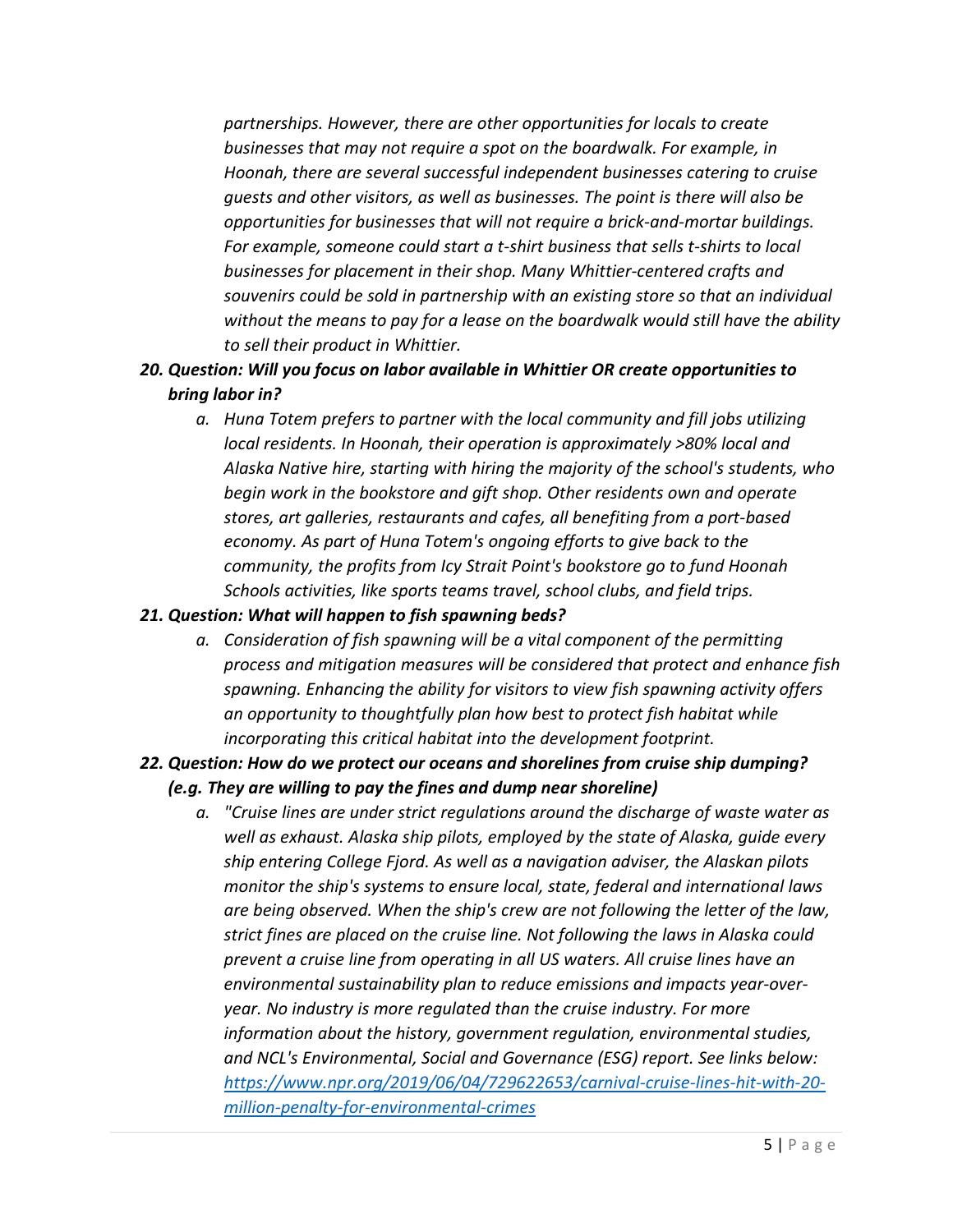*partnerships. However, there are other opportunities for locals to create businesses that may not require a spot on the boardwalk. For example, in Hoonah, there are several successful independent businesses catering to cruise guests and other visitors, as well as businesses. The point is there will also be opportunities for businesses that will not require a brick-and-mortar buildings. For example, someone could start a t-shirt business that sells t-shirts to local businesses for placement in their shop. Many Whittier-centered crafts and souvenirs could be sold in partnership with an existing store so that an individual without the means to pay for a lease on the boardwalk would still have the ability to sell their product in Whittier.*

20. ***Question: Will you focus on labor available in Whittier OR create opportunities to bring labor in?***
    a. *Huna Totem prefers to partner with the local community and fill jobs utilizing local residents. In Hoonah, their operation is approximately >80% local and Alaska Native hire, starting with hiring the majority of the school's students, who begin work in the bookstore and gift shop. Other residents own and operate stores, art galleries, restaurants and cafes, all benefiting from a port-based economy. As part of Huna Totem's ongoing efforts to give back to the community, the profits from Icy Strait Point's bookstore go to fund Hoonah Schools activities, like sports teams travel, school clubs, and field trips.*
21. ***Question: What will happen to fish spawning beds?***
    a. *Consideration of fish spawning will be a vital component of the permitting process and mitigation measures will be considered that protect and enhance fish spawning. Enhancing the ability for visitors to view fish spawning activity offers an opportunity to thoughtfully plan how best to protect fish habitat while incorporating this critical habitat into the development footprint.*
22. ***Question: How do we protect our oceans and shorelines from cruise ship dumping? (e.g. They are willing to pay the fines and dump near shoreline)***
    a. *"Cruise lines are under strict regulations around the discharge of waste water as well as exhaust. Alaska ship pilots, employed by the state of Alaska, guide every ship entering College Fjord. As well as a navigation adviser, the Alaskan pilots monitor the ship's systems to ensure local, state, federal and international laws are being observed. When the ship's crew are not following the letter of the law, strict fines are placed on the cruise line. Not following the laws in Alaska could prevent a cruise line from operating in all US waters. All cruise lines have an environmental sustainability plan to reduce emissions and impacts year-over-year. No industry is more regulated than the cruise industry. For more information about the history, government regulation, environmental studies, and NCL's Environmental, Social and Governance (ESG) report. See links below:* [*https://www.npr.org/2019/06/04/729622653/carnival-cruise-lines-hit-with-20-million-penalty-for-environmental-crimes*](https://www.npr.org/2019/06/04/729622653/carnival-cruise-lines-hit-with-20-million-penalty-for-environmental-crimes)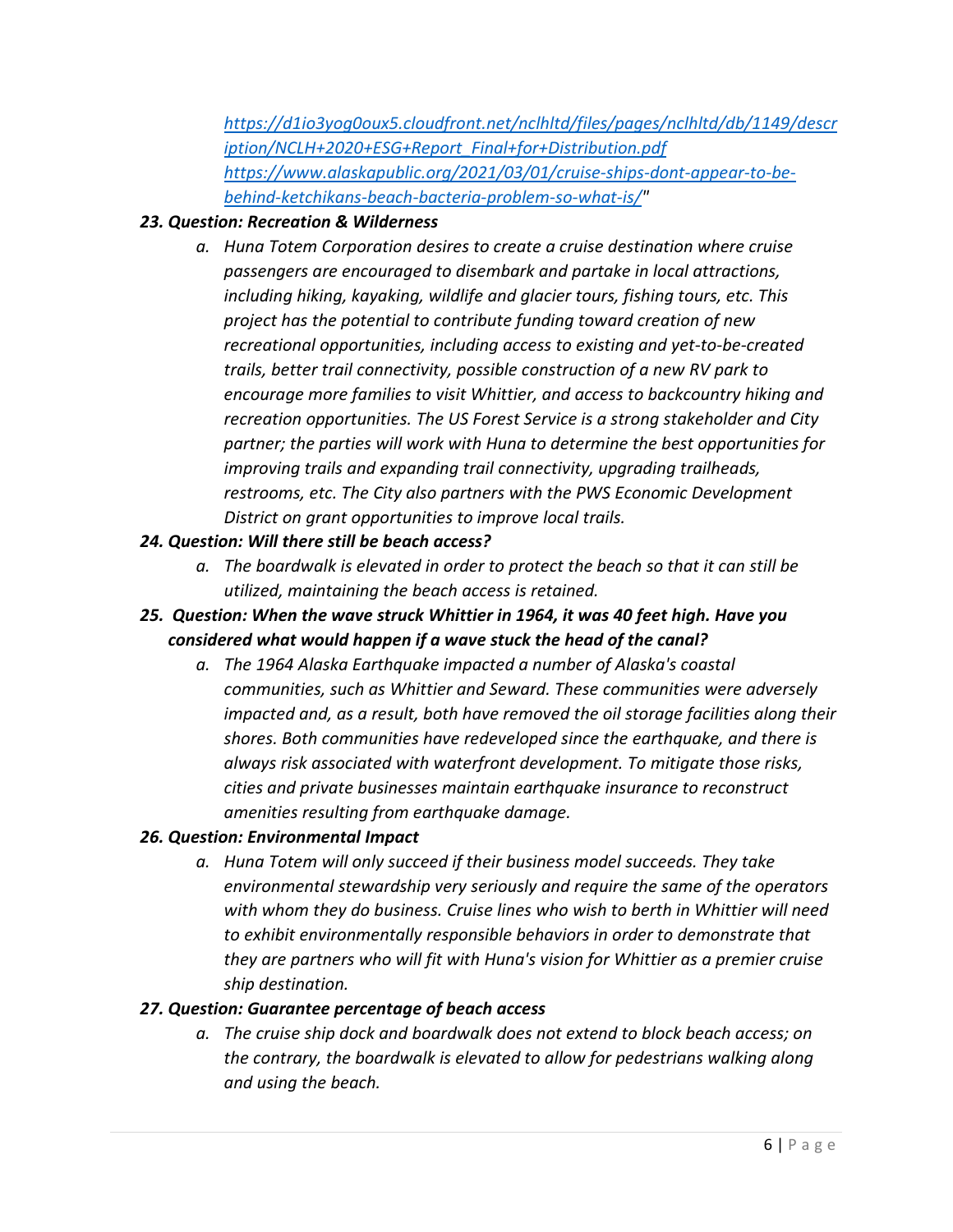*https://d1io3yog0oux5.cloudfront.net/nclhltd/files/pages/nclhltd/db/1149/description/NCLH+2020+ESG+Report_Final+for+Distribution.pdf*
*https://www.alaskapublic.org/2021/03/01/cruise-ships-dont-appear-to-be-behind-ketchikans-beach-bacteria-problem-so-what-is/"*

***23. Question: Recreation & Wilderness***

a. *Huna Totem Corporation desires to create a cruise destination where cruise passengers are encouraged to disembark and partake in local attractions, including hiking, kayaking, wildlife and glacier tours, fishing tours, etc. This project has the potential to contribute funding toward creation of new recreational opportunities, including access to existing and yet-to-be-created trails, better trail connectivity, possible construction of a new RV park to encourage more families to visit Whittier, and access to backcountry hiking and recreation opportunities. The US Forest Service is a strong stakeholder and City partner; the parties will work with Huna to determine the best opportunities for improving trails and expanding trail connectivity, upgrading trailheads, restrooms, etc. The City also partners with the PWS Economic Development District on grant opportunities to improve local trails.*

***24. Question: Will there still be beach access?***

a. *The boardwalk is elevated in order to protect the beach so that it can still be utilized, maintaining the beach access is retained.*

***25. Question: When the wave struck Whittier in 1964, it was 40 feet high. Have you considered what would happen if a wave stuck the head of the canal?***

a. *The 1964 Alaska Earthquake impacted a number of Alaska's coastal communities, such as Whittier and Seward. These communities were adversely impacted and, as a result, both have removed the oil storage facilities along their shores. Both communities have redeveloped since the earthquake, and there is always risk associated with waterfront development. To mitigate those risks, cities and private businesses maintain earthquake insurance to reconstruct amenities resulting from earthquake damage.*

***26. Question: Environmental Impact***

a. *Huna Totem will only succeed if their business model succeeds. They take environmental stewardship very seriously and require the same of the operators with whom they do business. Cruise lines who wish to berth in Whittier will need to exhibit environmentally responsible behaviors in order to demonstrate that they are partners who will fit with Huna's vision for Whittier as a premier cruise ship destination.*

***27. Question: Guarantee percentage of beach access***

a. *The cruise ship dock and boardwalk does not extend to block beach access; on the contrary, the boardwalk is elevated to allow for pedestrians walking along and using the beach.*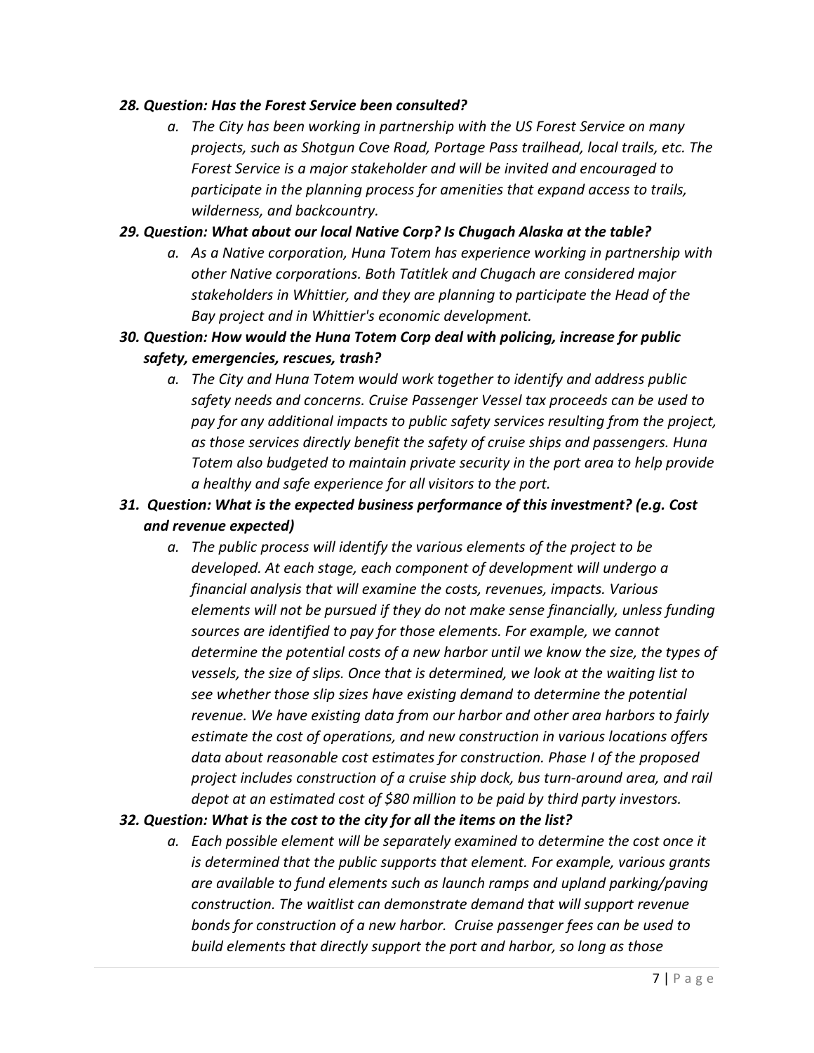*28. **Question: Has the Forest Service been consulted?***

   *a. The City has been working in partnership with the US Forest Service on many projects, such as Shotgun Cove Road, Portage Pass trailhead, local trails, etc. The Forest Service is a major stakeholder and will be invited and encouraged to participate in the planning process for amenities that expand access to trails, wilderness, and backcountry.*

*29. **Question: What about our local Native Corp? Is Chugach Alaska at the table?***

   *a. As a Native corporation, Huna Totem has experience working in partnership with other Native corporations. Both Tatitlek and Chugach are considered major stakeholders in Whittier, and they are planning to participate the Head of the Bay project and in Whittier's economic development.*

*30. **Question: How would the Huna Totem Corp deal with policing, increase for public safety, emergencies, rescues, trash?***

   *a. The City and Huna Totem would work together to identify and address public safety needs and concerns. Cruise Passenger Vessel tax proceeds can be used to pay for any additional impacts to public safety services resulting from the project, as those services directly benefit the safety of cruise ships and passengers. Huna Totem also budgeted to maintain private security in the port area to help provide a healthy and safe experience for all visitors to the port.*

*31. **Question: What is the expected business performance of this investment? (e.g. Cost and revenue expected)***

   *a. The public process will identify the various elements of the project to be developed. At each stage, each component of development will undergo a financial analysis that will examine the costs, revenues, impacts. Various elements will not be pursued if they do not make sense financially, unless funding sources are identified to pay for those elements. For example, we cannot determine the potential costs of a new harbor until we know the size, the types of vessels, the size of slips. Once that is determined, we look at the waiting list to see whether those slip sizes have existing demand to determine the potential revenue. We have existing data from our harbor and other area harbors to fairly estimate the cost of operations, and new construction in various locations offers data about reasonable cost estimates for construction. Phase I of the proposed project includes construction of a cruise ship dock, bus turn-around area, and rail depot at an estimated cost of $80 million to be paid by third party investors.*

*32. **Question: What is the cost to the city for all the items on the list?***

   *a. Each possible element will be separately examined to determine the cost once it is determined that the public supports that element. For example, various grants are available to fund elements such as launch ramps and upland parking/paving construction. The waitlist can demonstrate demand that will support revenue bonds for construction of a new harbor. Cruise passenger fees can be used to build elements that directly support the port and harbor, so long as those*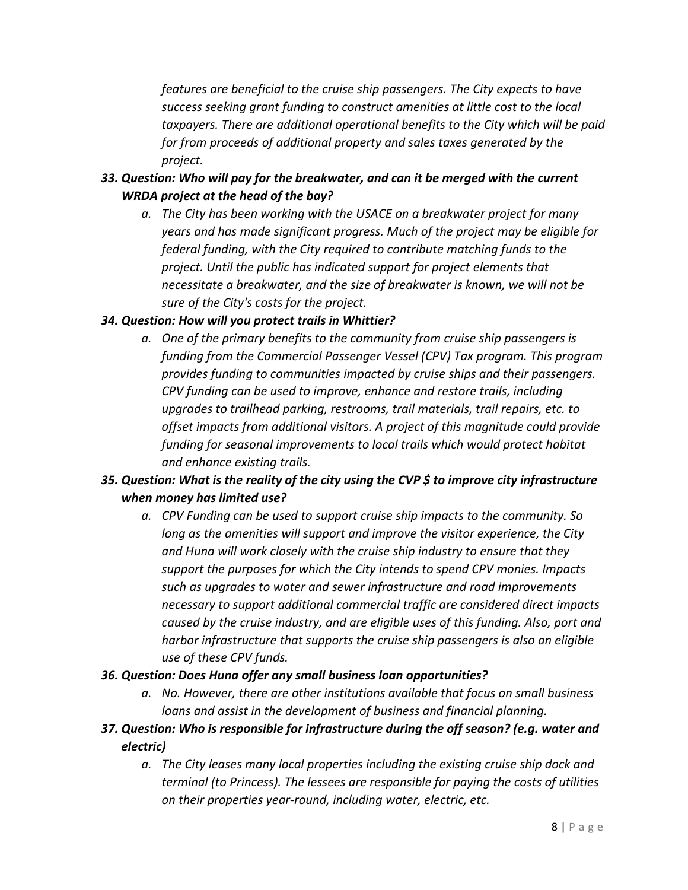*features are beneficial to the cruise ship passengers. The City expects to have success seeking grant funding to construct amenities at little cost to the local taxpayers. There are additional operational benefits to the City which will be paid for from proceeds of additional property and sales taxes generated by the project.*

33. ***Question: Who will pay for the breakwater, and can it be merged with the current WRDA project at the head of the bay?***
    a. *The City has been working with the USACE on a breakwater project for many years and has made significant progress. Much of the project may be eligible for federal funding, with the City required to contribute matching funds to the project. Until the public has indicated support for project elements that necessitate a breakwater, and the size of breakwater is known, we will not be sure of the City's costs for the project.*

34. ***Question: How will you protect trails in Whittier?***
    a. *One of the primary benefits to the community from cruise ship passengers is funding from the Commercial Passenger Vessel (CPV) Tax program. This program provides funding to communities impacted by cruise ships and their passengers. CPV funding can be used to improve, enhance and restore trails, including upgrades to trailhead parking, restrooms, trail materials, trail repairs, etc. to offset impacts from additional visitors. A project of this magnitude could provide funding for seasonal improvements to local trails which would protect habitat and enhance existing trails.*

35. ***Question: What is the reality of the city using the CVP $ to improve city infrastructure when money has limited use?***
    a. *CPV Funding can be used to support cruise ship impacts to the community. So long as the amenities will support and improve the visitor experience, the City and Huna will work closely with the cruise ship industry to ensure that they support the purposes for which the City intends to spend CPV monies. Impacts such as upgrades to water and sewer infrastructure and road improvements necessary to support additional commercial traffic are considered direct impacts caused by the cruise industry, and are eligible uses of this funding. Also, port and harbor infrastructure that supports the cruise ship passengers is also an eligible use of these CPV funds.*

36. ***Question: Does Huna offer any small business loan opportunities?***
    a. *No. However, there are other institutions available that focus on small business loans and assist in the development of business and financial planning.*

37. ***Question: Who is responsible for infrastructure during the off season? (e.g. water and electric)***
    a. *The City leases many local properties including the existing cruise ship dock and terminal (to Princess). The lessees are responsible for paying the costs of utilities on their properties year-round, including water, electric, etc.*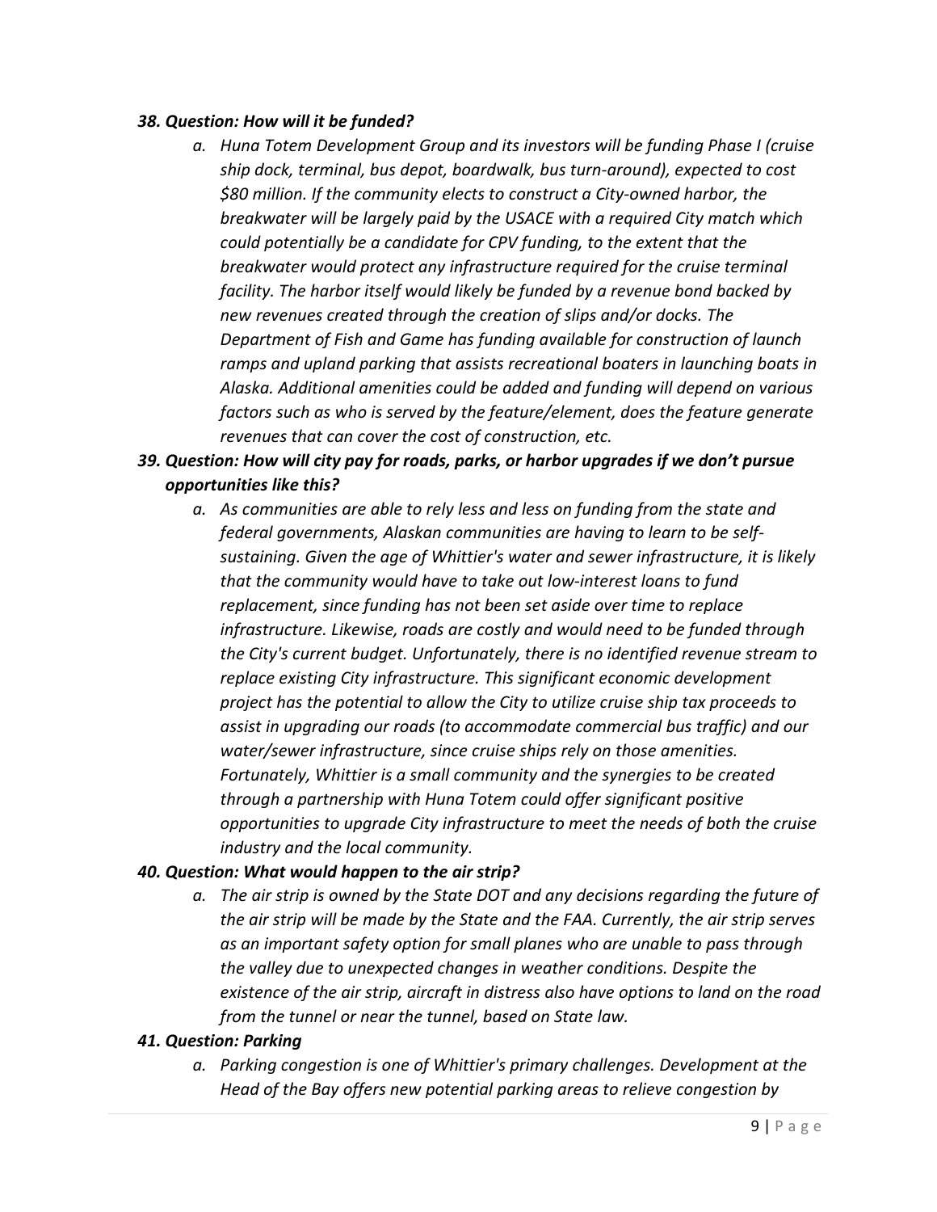### *38. Question: How will it be funded?*

  a. *Huna Totem Development Group and its investors will be funding Phase I (cruise ship dock, terminal, bus depot, boardwalk, bus turn-around), expected to cost \$80 million. If the community elects to construct a City-owned harbor, the breakwater will be largely paid by the USACE with a required City match which could potentially be a candidate for CPV funding, to the extent that the breakwater would protect any infrastructure required for the cruise terminal facility. The harbor itself would likely be funded by a revenue bond backed by new revenues created through the creation of slips and/or docks. The Department of Fish and Game has funding available for construction of launch ramps and upland parking that assists recreational boaters in launching boats in Alaska. Additional amenities could be added and funding will depend on various factors such as who is served by the feature/element, does the feature generate revenues that can cover the cost of construction, etc.*

### *39. Question: How will city pay for roads, parks, or harbor upgrades if we don't pursue opportunities like this?*

  a. *As communities are able to rely less and less on funding from the state and federal governments, Alaskan communities are having to learn to be self-sustaining. Given the age of Whittier's water and sewer infrastructure, it is likely that the community would have to take out low-interest loans to fund replacement, since funding has not been set aside over time to replace infrastructure. Likewise, roads are costly and would need to be funded through the City's current budget. Unfortunately, there is no identified revenue stream to replace existing City infrastructure. This significant economic development project has the potential to allow the City to utilize cruise ship tax proceeds to assist in upgrading our roads (to accommodate commercial bus traffic) and our water/sewer infrastructure, since cruise ships rely on those amenities. Fortunately, Whittier is a small community and the synergies to be created through a partnership with Huna Totem could offer significant positive opportunities to upgrade City infrastructure to meet the needs of both the cruise industry and the local community.*

### *40. Question: What would happen to the air strip?*

  a. *The air strip is owned by the State DOT and any decisions regarding the future of the air strip will be made by the State and the FAA. Currently, the air strip serves as an important safety option for small planes who are unable to pass through the valley due to unexpected changes in weather conditions. Despite the existence of the air strip, aircraft in distress also have options to land on the road from the tunnel or near the tunnel, based on State law.*

### *41. Question: Parking*

  a. *Parking congestion is one of Whittier's primary challenges. Development at the Head of the Bay offers new potential parking areas to relieve congestion by*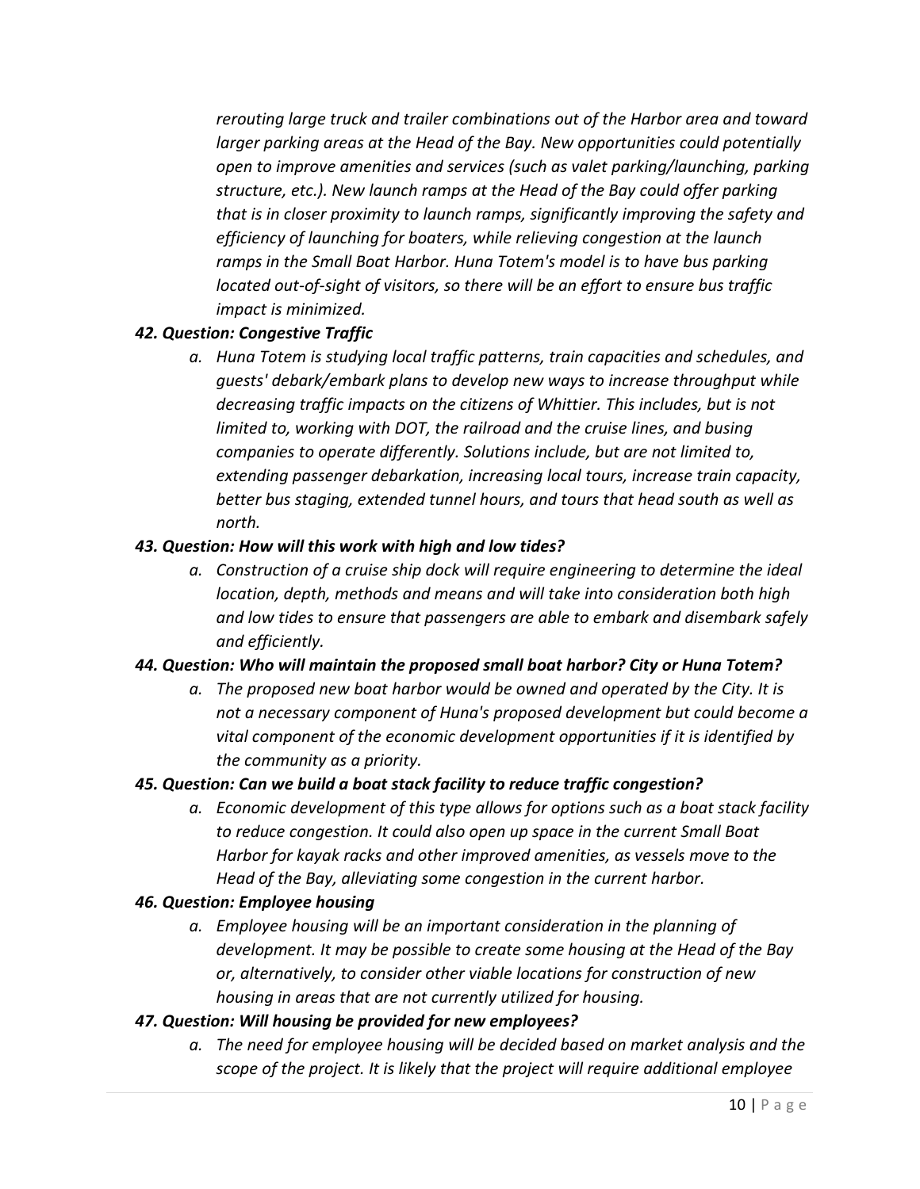*rerouting large truck and trailer combinations out of the Harbor area and toward larger parking areas at the Head of the Bay. New opportunities could potentially open to improve amenities and services (such as valet parking/launching, parking structure, etc.). New launch ramps at the Head of the Bay could offer parking that is in closer proximity to launch ramps, significantly improving the safety and efficiency of launching for boaters, while relieving congestion at the launch ramps in the Small Boat Harbor. Huna Totem's model is to have bus parking located out-of-sight of visitors, so there will be an effort to ensure bus traffic impact is minimized.*

***42. Question: Congestive Traffic***

*a. Huna Totem is studying local traffic patterns, train capacities and schedules, and guests' debark/embark plans to develop new ways to increase throughput while decreasing traffic impacts on the citizens of Whittier. This includes, but is not limited to, working with DOT, the railroad and the cruise lines, and busing companies to operate differently. Solutions include, but are not limited to, extending passenger debarkation, increasing local tours, increase train capacity, better bus staging, extended tunnel hours, and tours that head south as well as north.*

***43. Question: How will this work with high and low tides?***

*a. Construction of a cruise ship dock will require engineering to determine the ideal location, depth, methods and means and will take into consideration both high and low tides to ensure that passengers are able to embark and disembark safely and efficiently.*

***44. Question: Who will maintain the proposed small boat harbor? City or Huna Totem?***

*a. The proposed new boat harbor would be owned and operated by the City. It is not a necessary component of Huna's proposed development but could become a vital component of the economic development opportunities if it is identified by the community as a priority.*

***45. Question: Can we build a boat stack facility to reduce traffic congestion?***

*a. Economic development of this type allows for options such as a boat stack facility to reduce congestion. It could also open up space in the current Small Boat Harbor for kayak racks and other improved amenities, as vessels move to the Head of the Bay, alleviating some congestion in the current harbor.*

***46. Question: Employee housing***

*a. Employee housing will be an important consideration in the planning of development. It may be possible to create some housing at the Head of the Bay or, alternatively, to consider other viable locations for construction of new housing in areas that are not currently utilized for housing.*

***47. Question: Will housing be provided for new employees?***

*a. The need for employee housing will be decided based on market analysis and the scope of the project. It is likely that the project will require additional employee*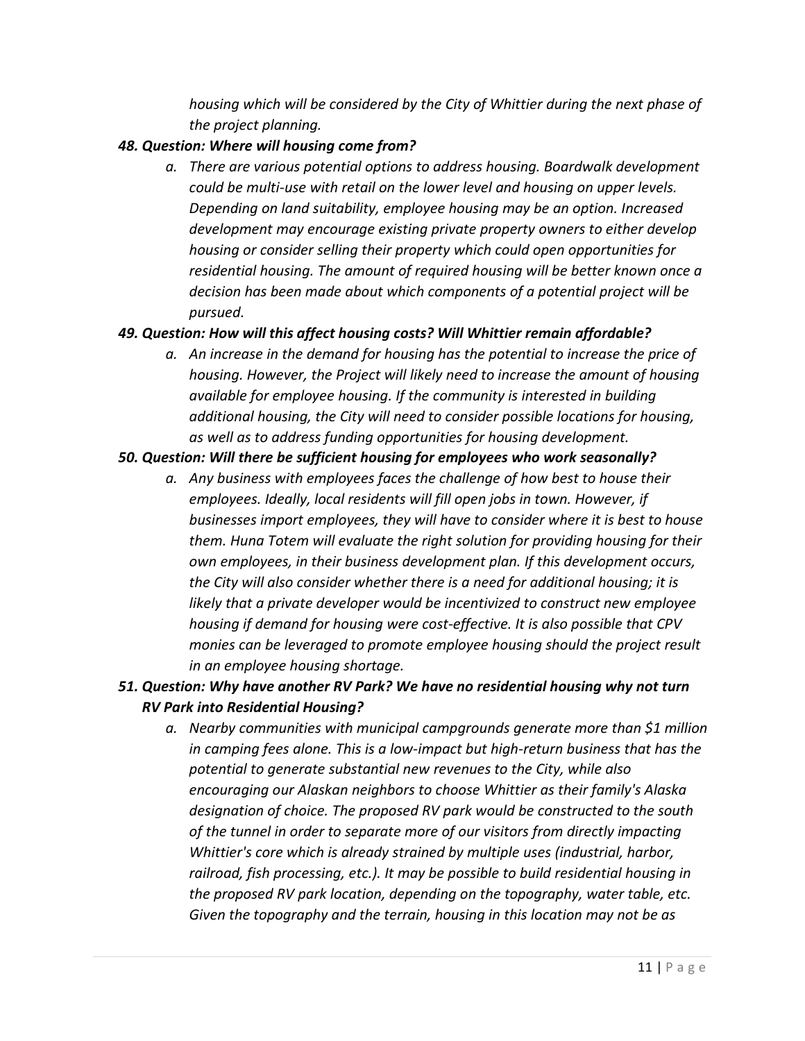*housing which will be considered by the City of Whittier during the next phase of the project planning.*

***48. Question: Where will housing come from?***

*a. There are various potential options to address housing. Boardwalk development could be multi-use with retail on the lower level and housing on upper levels. Depending on land suitability, employee housing may be an option. Increased development may encourage existing private property owners to either develop housing or consider selling their property which could open opportunities for residential housing. The amount of required housing will be better known once a decision has been made about which components of a potential project will be pursued.*

***49. Question: How will this affect housing costs? Will Whittier remain affordable?***

*a. An increase in the demand for housing has the potential to increase the price of housing. However, the Project will likely need to increase the amount of housing available for employee housing. If the community is interested in building additional housing, the City will need to consider possible locations for housing, as well as to address funding opportunities for housing development.*

***50. Question: Will there be sufficient housing for employees who work seasonally?***

*a. Any business with employees faces the challenge of how best to house their employees. Ideally, local residents will fill open jobs in town. However, if businesses import employees, they will have to consider where it is best to house them. Huna Totem will evaluate the right solution for providing housing for their own employees, in their business development plan. If this development occurs, the City will also consider whether there is a need for additional housing; it is likely that a private developer would be incentivized to construct new employee housing if demand for housing were cost-effective. It is also possible that CPV monies can be leveraged to promote employee housing should the project result in an employee housing shortage.*

***51. Question: Why have another RV Park? We have no residential housing why not turn RV Park into Residential Housing?***

*a. Nearby communities with municipal campgrounds generate more than $1 million in camping fees alone. This is a low-impact but high-return business that has the potential to generate substantial new revenues to the City, while also encouraging our Alaskan neighbors to choose Whittier as their family's Alaska designation of choice. The proposed RV park would be constructed to the south of the tunnel in order to separate more of our visitors from directly impacting Whittier's core which is already strained by multiple uses (industrial, harbor, railroad, fish processing, etc.). It may be possible to build residential housing in the proposed RV park location, depending on the topography, water table, etc. Given the topography and the terrain, housing in this location may not be as*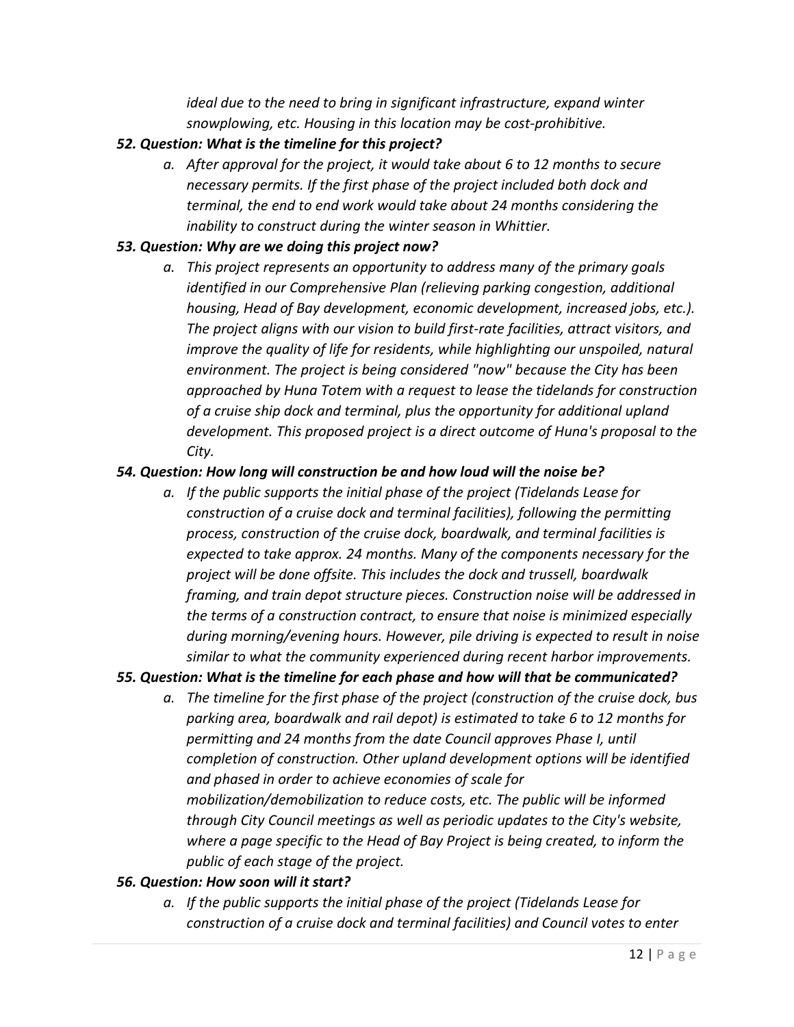*ideal due to the need to bring in significant infrastructure, expand winter snowplowing, etc. Housing in this location may be cost-prohibitive.*

***52. Question: What is the timeline for this project?***

a. *After approval for the project, it would take about 6 to 12 months to secure necessary permits. If the first phase of the project included both dock and terminal, the end to end work would take about 24 months considering the inability to construct during the winter season in Whittier.*

***53. Question: Why are we doing this project now?***

a. *This project represents an opportunity to address many of the primary goals identified in our Comprehensive Plan (relieving parking congestion, additional housing, Head of Bay development, economic development, increased jobs, etc.). The project aligns with our vision to build first-rate facilities, attract visitors, and improve the quality of life for residents, while highlighting our unspoiled, natural environment. The project is being considered "now" because the City has been approached by Huna Totem with a request to lease the tidelands for construction of a cruise ship dock and terminal, plus the opportunity for additional upland development. This proposed project is a direct outcome of Huna's proposal to the City.*

***54. Question: How long will construction be and how loud will the noise be?***

a. *If the public supports the initial phase of the project (Tidelands Lease for construction of a cruise dock and terminal facilities), following the permitting process, construction of the cruise dock, boardwalk, and terminal facilities is expected to take approx. 24 months. Many of the components necessary for the project will be done offsite. This includes the dock and trussell, boardwalk framing, and train depot structure pieces. Construction noise will be addressed in the terms of a construction contract, to ensure that noise is minimized especially during morning/evening hours. However, pile driving is expected to result in noise similar to what the community experienced during recent harbor improvements.*

***55. Question: What is the timeline for each phase and how will that be communicated?***

a. *The timeline for the first phase of the project (construction of the cruise dock, bus parking area, boardwalk and rail depot) is estimated to take 6 to 12 months for permitting and 24 months from the date Council approves Phase I, until completion of construction. Other upland development options will be identified and phased in order to achieve economies of scale for mobilization/demobilization to reduce costs, etc. The public will be informed through City Council meetings as well as periodic updates to the City's website, where a page specific to the Head of Bay Project is being created, to inform the public of each stage of the project.*

***56. Question: How soon will it start?***

a. *If the public supports the initial phase of the project (Tidelands Lease for construction of a cruise dock and terminal facilities) and Council votes to enter*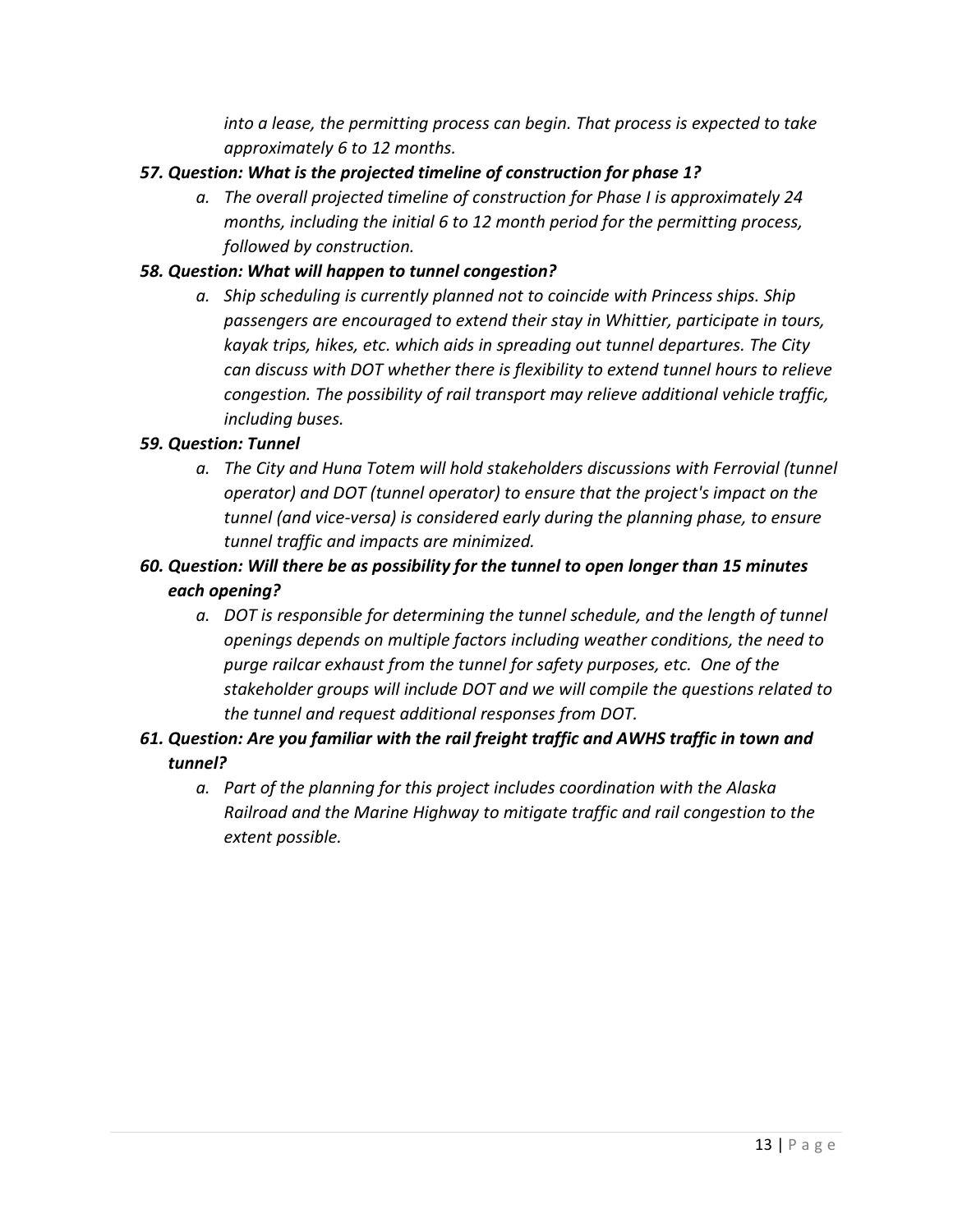*into a lease, the permitting process can begin. That process is expected to take approximately 6 to 12 months.*

57. ***Question: What is the projected timeline of construction for phase 1?***
    a. *The overall projected timeline of construction for Phase I is approximately 24 months, including the initial 6 to 12 month period for the permitting process, followed by construction.*

58. ***Question: What will happen to tunnel congestion?***
    a. *Ship scheduling is currently planned not to coincide with Princess ships. Ship passengers are encouraged to extend their stay in Whittier, participate in tours, kayak trips, hikes, etc. which aids in spreading out tunnel departures. The City can discuss with DOT whether there is flexibility to extend tunnel hours to relieve congestion. The possibility of rail transport may relieve additional vehicle traffic, including buses.*

59. ***Question: Tunnel***
    a. *The City and Huna Totem will hold stakeholders discussions with Ferrovial (tunnel operator) and DOT (tunnel operator) to ensure that the project's impact on the tunnel (and vice-versa) is considered early during the planning phase, to ensure tunnel traffic and impacts are minimized.*

60. ***Question: Will there be as possibility for the tunnel to open longer than 15 minutes each opening?***
    a. *DOT is responsible for determining the tunnel schedule, and the length of tunnel openings depends on multiple factors including weather conditions, the need to purge railcar exhaust from the tunnel for safety purposes, etc. One of the stakeholder groups will include DOT and we will compile the questions related to the tunnel and request additional responses from DOT.*

61. ***Question: Are you familiar with the rail freight traffic and AWHS traffic in town and tunnel?***
    a. *Part of the planning for this project includes coordination with the Alaska Railroad and the Marine Highway to mitigate traffic and rail congestion to the extent possible.*